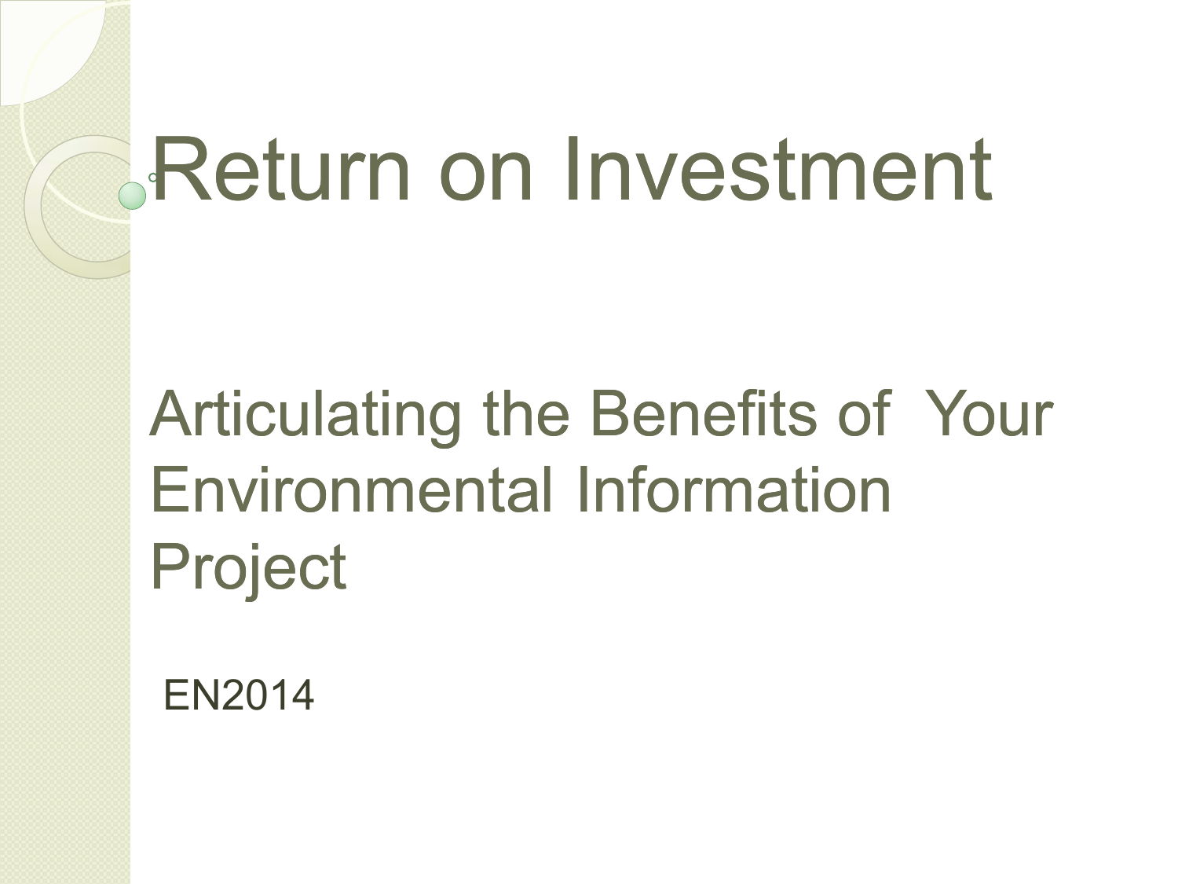# Return on Investment

## Articulating the Benefits of Your Environmental Information Project

EN2014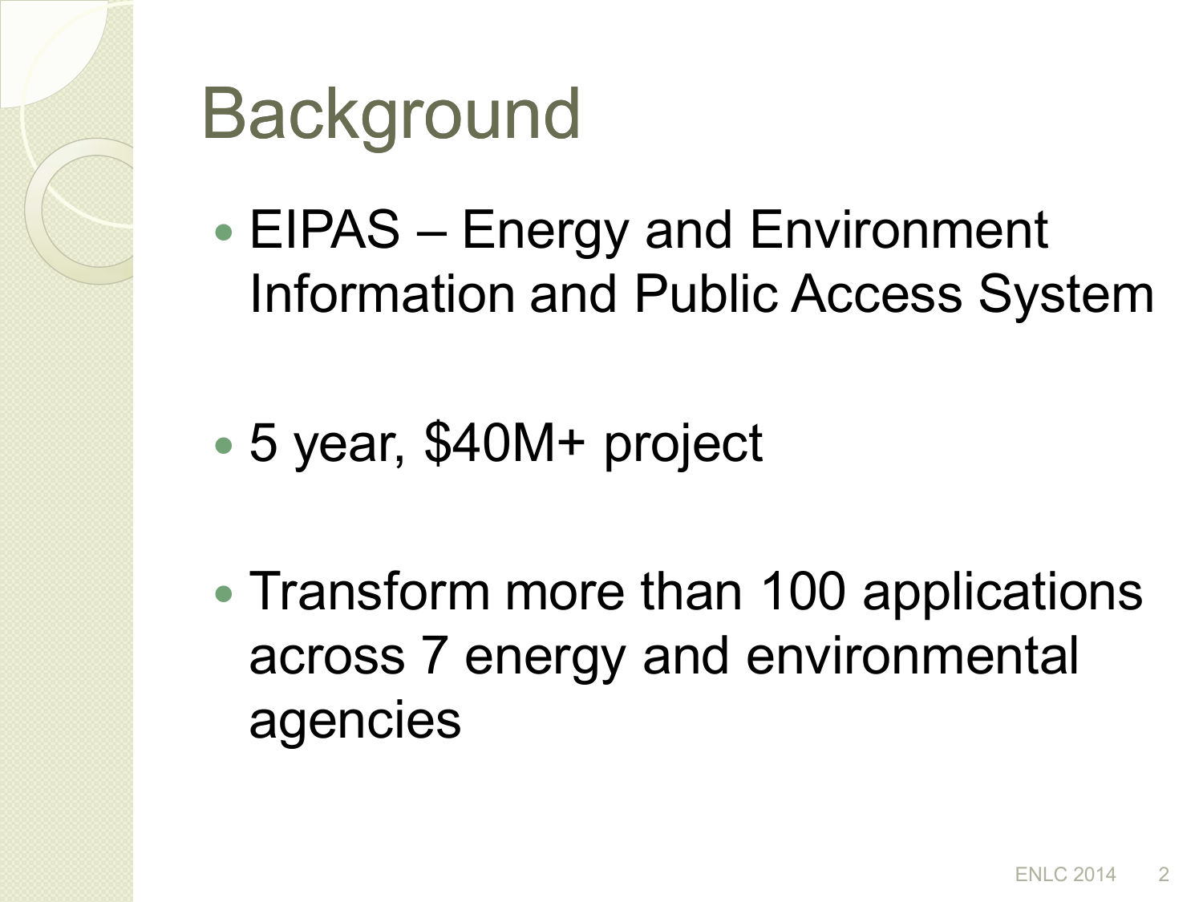# Background

- EIPAS – Energy and Environment Information and Public Access System
- 5 year, $40M+ project
- Transform more than 100 applications across 7 energy and environmental agencies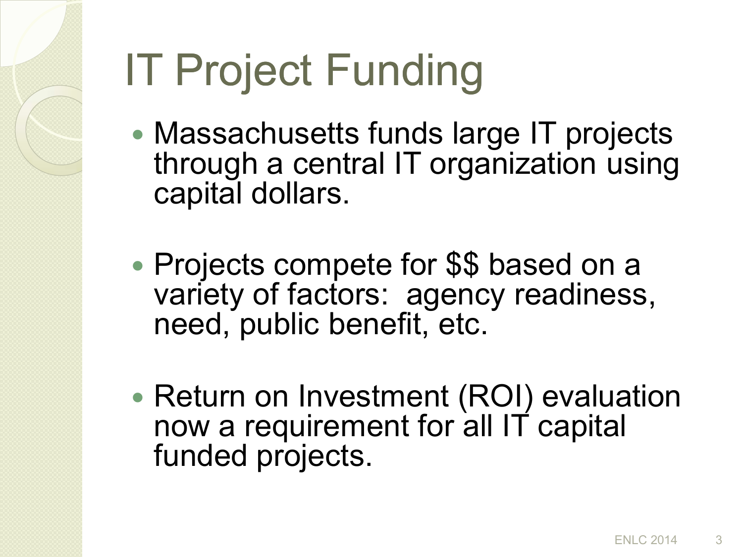# IT Project Funding

- Massachusetts funds large IT projects through a central IT organization using capital dollars.
- Projects compete for $$ based on a variety of factors: agency readiness, need, public benefit, etc.
- Return on Investment (ROI) evaluation now a requirement for all IT capital funded projects.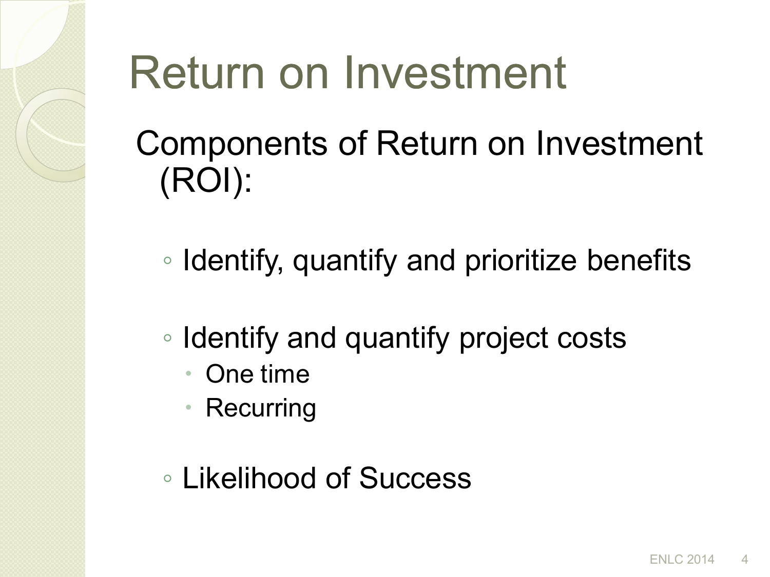# Return on Investment

Components of Return on Investment (ROI):

- Identify, quantify and prioritize benefits
- Identify and quantify project costs
  - One time
  - Recurring
- Likelihood of Success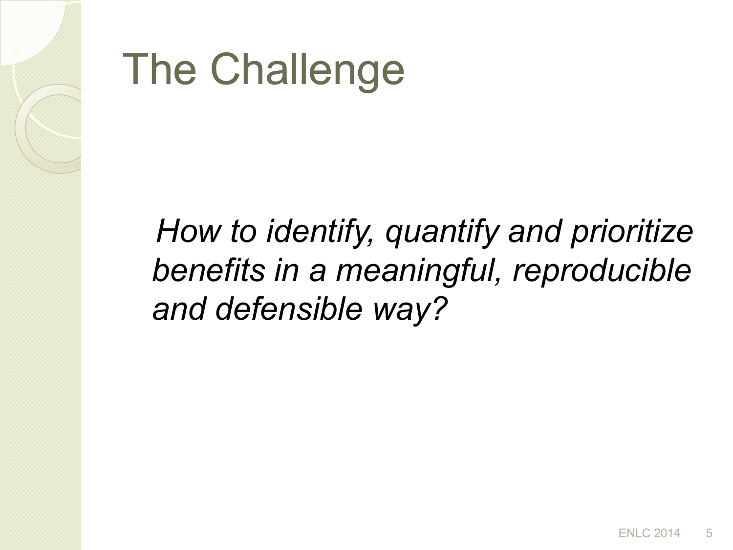# The Challenge

*How to identify, quantify and prioritize benefits in a meaningful, reproducible and defensible way?*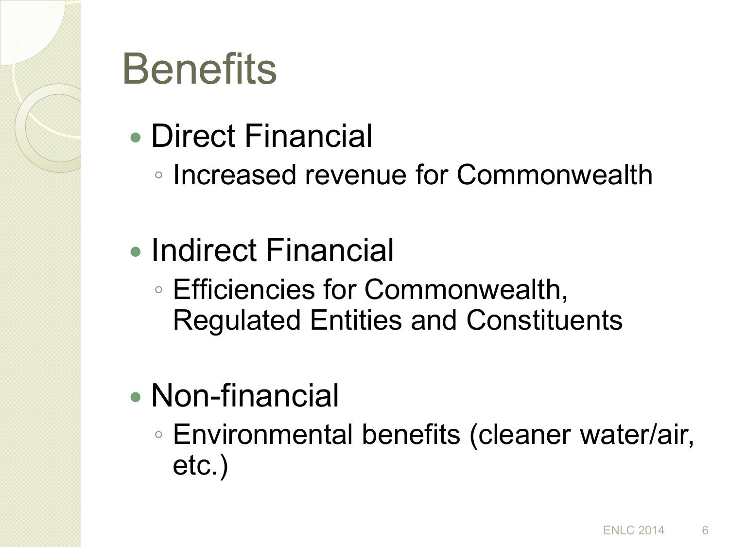# Benefits

- Direct Financial
  - Increased revenue for Commonwealth
- Indirect Financial
  - Efficiencies for Commonwealth, Regulated Entities and Constituents
- Non-financial
  - Environmental benefits (cleaner water/air, etc.)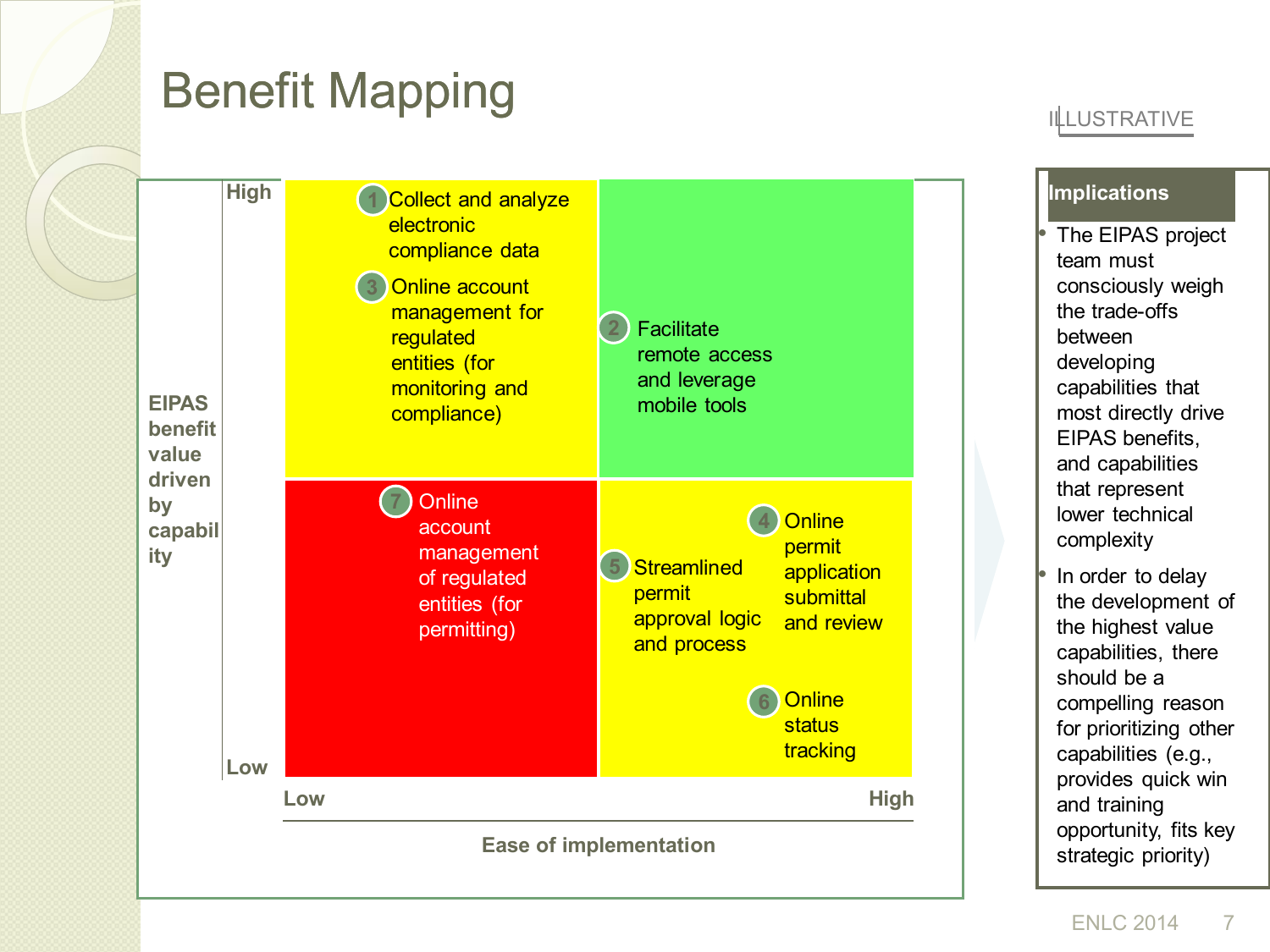# Benefit Mapping

ILLUSTRATIVE

**EIPAS benefit value driven by capability** (Low → High)

**Ease of implementation** (Low → High)

| EIPAS benefit value / Ease of implementation | Low | High |
|---|---|---|
| **High** | 1 Collect and analyze electronic compliance data<br>3 Online account management for regulated entities (for monitoring and compliance) | 2 Facilitate remote access and leverage mobile tools |
| **Low** | 7 Online account management of regulated entities (for permitting) | 4 Online permit application submittal and review<br>5 Streamlined permit approval logic and process<br>6 Online status tracking |

**Implications**

- The EIPAS project team must consciously weigh the trade-offs between developing capabilities that most directly drive EIPAS benefits, and capabilities that represent lower technical complexity
- In order to delay the development of the highest value capabilities, there should be a compelling reason for prioritizing other capabilities (e.g., provides quick win and training opportunity, fits key strategic priority)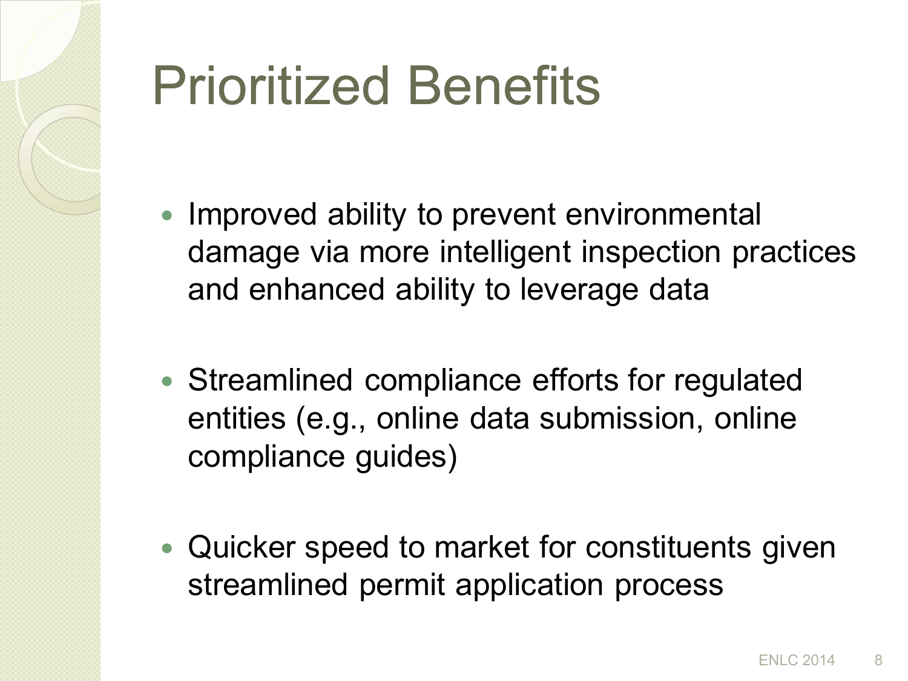# Prioritized Benefits

- Improved ability to prevent environmental damage via more intelligent inspection practices and enhanced ability to leverage data
- Streamlined compliance efforts for regulated entities (e.g., online data submission, online compliance guides)
- Quicker speed to market for constituents given streamlined permit application process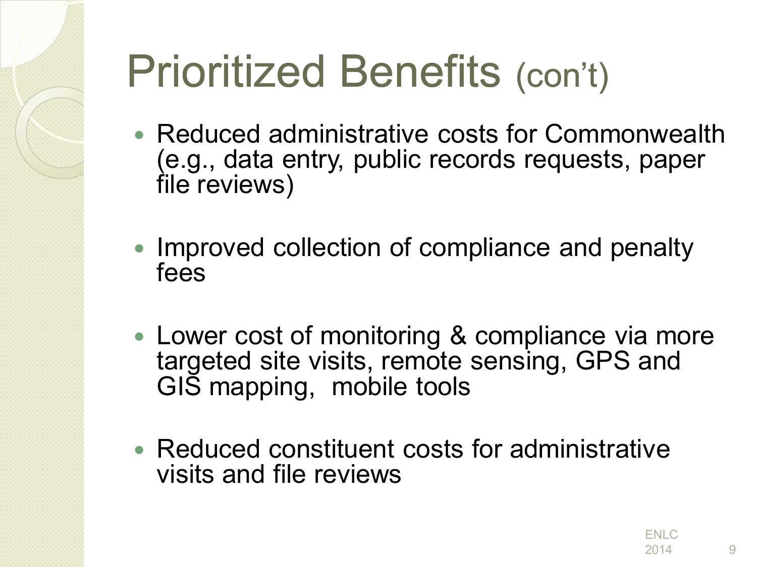# Prioritized Benefits (con't)

- Reduced administrative costs for Commonwealth (e.g., data entry, public records requests, paper file reviews)
- Improved collection of compliance and penalty fees
- Lower cost of monitoring & compliance via more targeted site visits, remote sensing, GPS and GIS mapping, mobile tools
- Reduced constituent costs for administrative visits and file reviews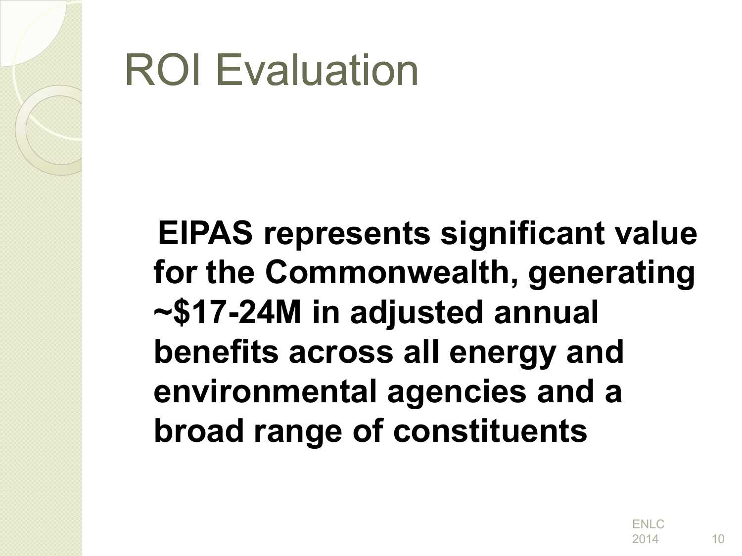# ROI Evaluation

**EIPAS represents significant value for the Commonwealth, generating ~$17-24M in adjusted annual benefits across all energy and environmental agencies and a broad range of constituents**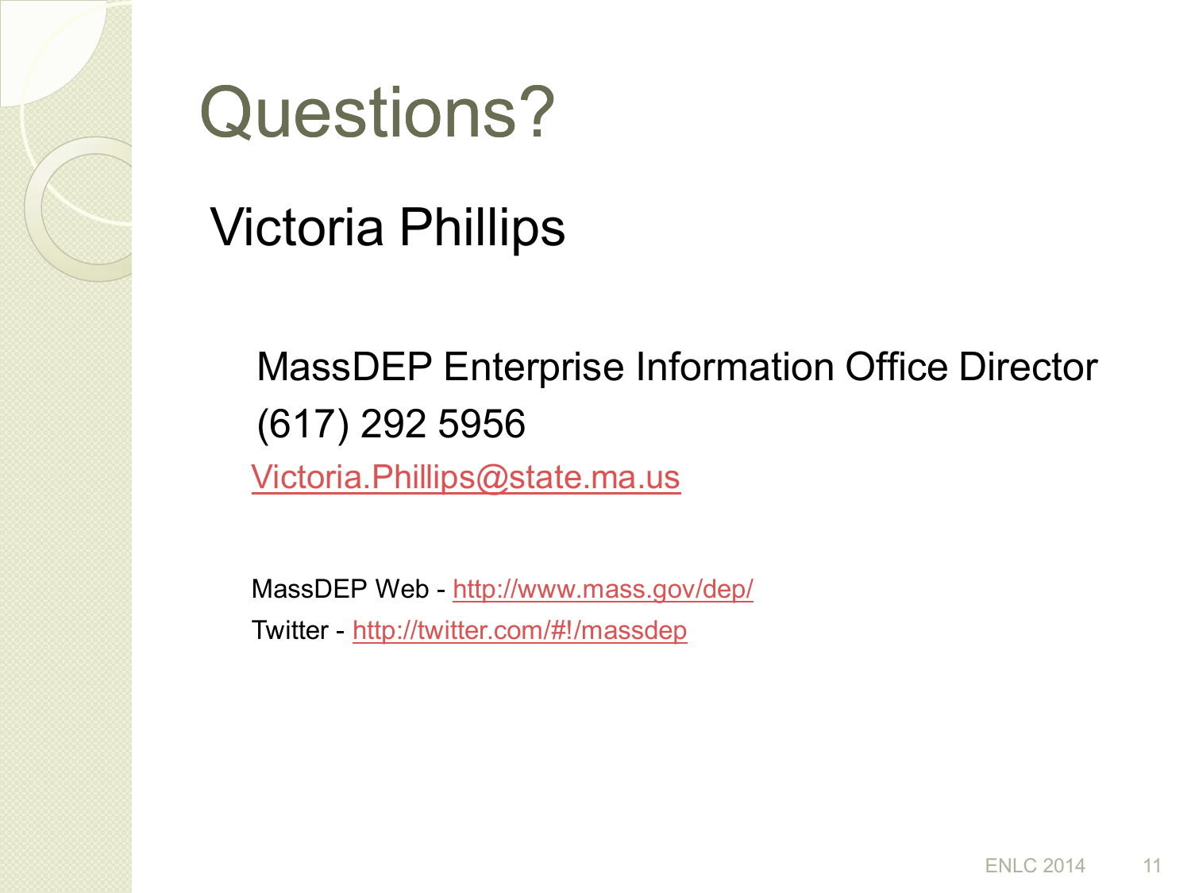# Questions?

## Victoria Phillips

MassDEP Enterprise Information Office Director

(617) 292 5956

Victoria.Phillips@state.ma.us

MassDEP Web - http://www.mass.gov/dep/

Twitter - http://twitter.com/#!/massdep